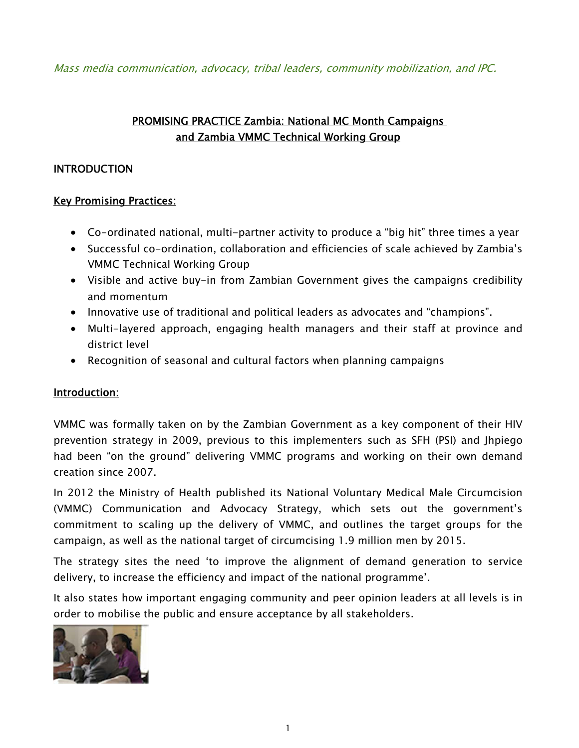*Mass media communication, advocacy, tribal leaders, community mobilization, and IPC.*

## PROMISING PRACTICE Zambia: National MC Month Campaigns and Zambia VMMC Technical Working Group

### INTRODUCTION

**Key Promising Practices:**

- Co-ordinated national, multi-partner activity to produce a "big hit" three times a year
- Successful co-ordination, collaboration and efficiencies of scale achieved by Zambia's VMMC Technical Working Group
- Visible and active buy-in from Zambian Government gives the campaigns credibility and momentum
- Innovative use of traditional and political leaders as advocates and "champions".
- Multi-layered approach, engaging health managers and their staff at province and district level
- Recognition of seasonal and cultural factors when planning campaigns

**Introduction:**

VMMC was formally taken on by the Zambian Government as a key component of their HIV prevention strategy in 2009, previous to this implementers such as SFH (PSI) and Jhpiego had been "on the ground" delivering VMMC programs and working on their own demand creation since 2007.

In 2012 the Ministry of Health published its National Voluntary Medical Male Circumcision (VMMC) Communication and Advocacy Strategy, which sets out the government's commitment to scaling up the delivery of VMMC, and outlines the target groups for the campaign, as well as the national target of circumcising 1.9 million men by 2015.

The strategy sites the need 'to improve the alignment of demand generation to service delivery, to increase the efficiency and impact of the national programme'.

It also states how important engaging community and peer opinion leaders at all levels is in order to mobilise the public and ensure acceptance by all stakeholders.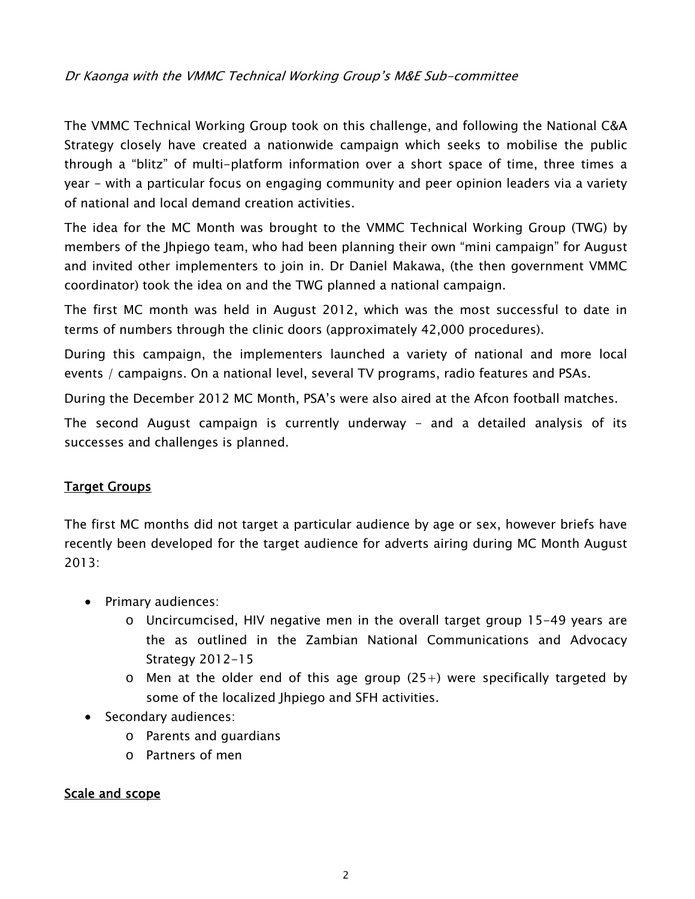*Dr Kaonga with the VMMC Technical Working Group's M&E Sub-committee*

The VMMC Technical Working Group took on this challenge, and following the National C&A Strategy closely have created a nationwide campaign which seeks to mobilise the public through a "blitz" of multi-platform information over a short space of time, three times a year - with a particular focus on engaging community and peer opinion leaders via a variety of national and local demand creation activities.

The idea for the MC Month was brought to the VMMC Technical Working Group (TWG) by members of the Jhpiego team, who had been planning their own "mini campaign" for August and invited other implementers to join in. Dr Daniel Makawa, (the then government VMMC coordinator) took the idea on and the TWG planned a national campaign.

The first MC month was held in August 2012, which was the most successful to date in terms of numbers through the clinic doors (approximately 42,000 procedures).

During this campaign, the implementers launched a variety of national and more local events / campaigns. On a national level, several TV programs, radio features and PSAs.

During the December 2012 MC Month, PSA's were also aired at the Afcon football matches.

The second August campaign is currently underway - and a detailed analysis of its successes and challenges is planned.

## Target Groups

The first MC months did not target a particular audience by age or sex, however briefs have recently been developed for the target audience for adverts airing during MC Month August 2013:

- Primary audiences:
  - Uncircumcised, HIV negative men in the overall target group 15-49 years are the as outlined in the Zambian National Communications and Advocacy Strategy 2012-15
  - Men at the older end of this age group (25+) were specifically targeted by some of the localized Jhpiego and SFH activities.
- Secondary audiences:
  - Parents and guardians
  - Partners of men

## Scale and scope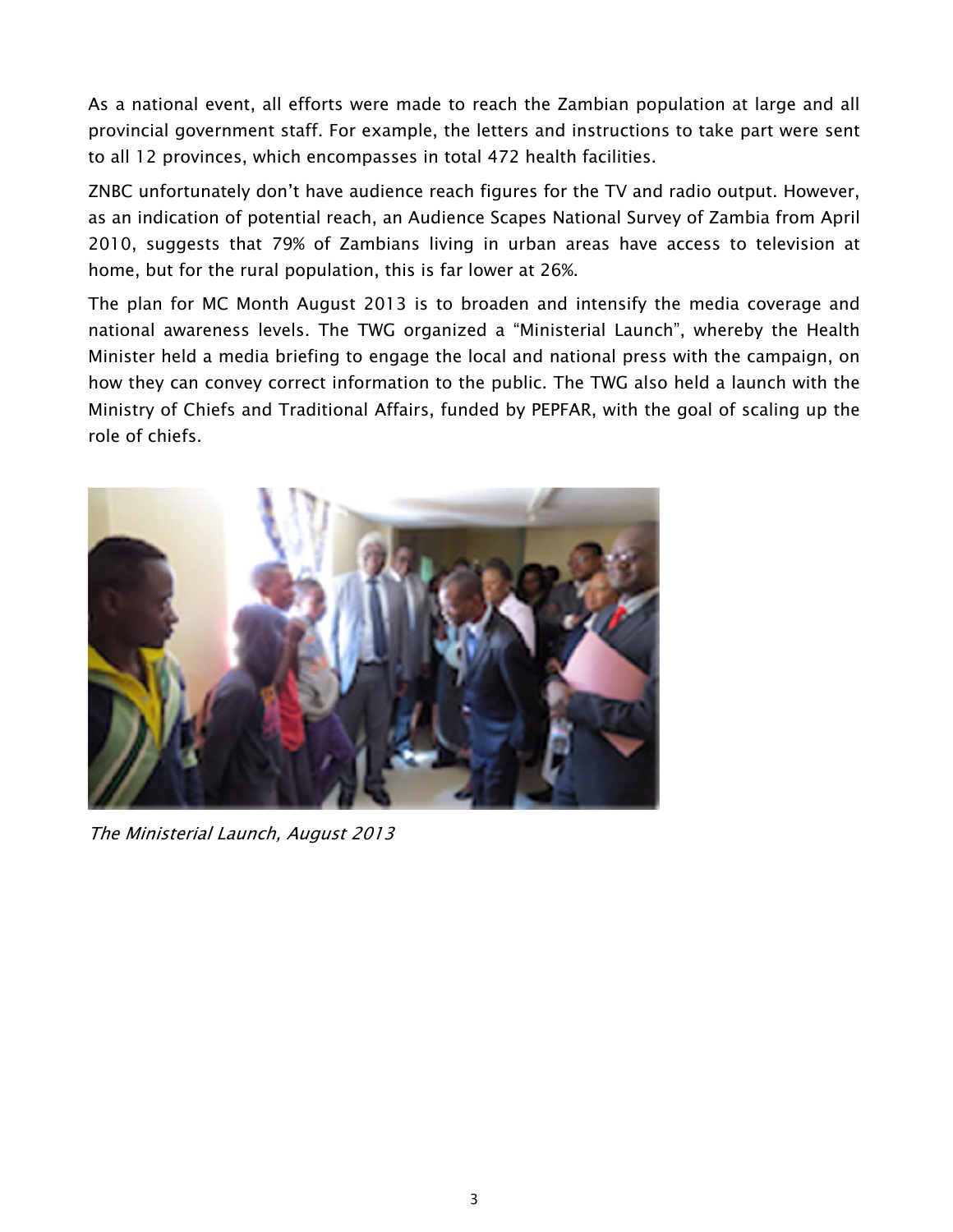As a national event, all efforts were made to reach the Zambian population at large and all provincial government staff. For example, the letters and instructions to take part were sent to all 12 provinces, which encompasses in total 472 health facilities.

ZNBC unfortunately don't have audience reach figures for the TV and radio output. However, as an indication of potential reach, an Audience Scapes National Survey of Zambia from April 2010, suggests that 79% of Zambians living in urban areas have access to television at home, but for the rural population, this is far lower at 26%.

The plan for MC Month August 2013 is to broaden and intensify the media coverage and national awareness levels. The TWG organized a "Ministerial Launch", whereby the Health Minister held a media briefing to engage the local and national press with the campaign, on how they can convey correct information to the public. The TWG also held a launch with the Ministry of Chiefs and Traditional Affairs, funded by PEPFAR, with the goal of scaling up the role of chiefs.

*The Ministerial Launch, August 2013*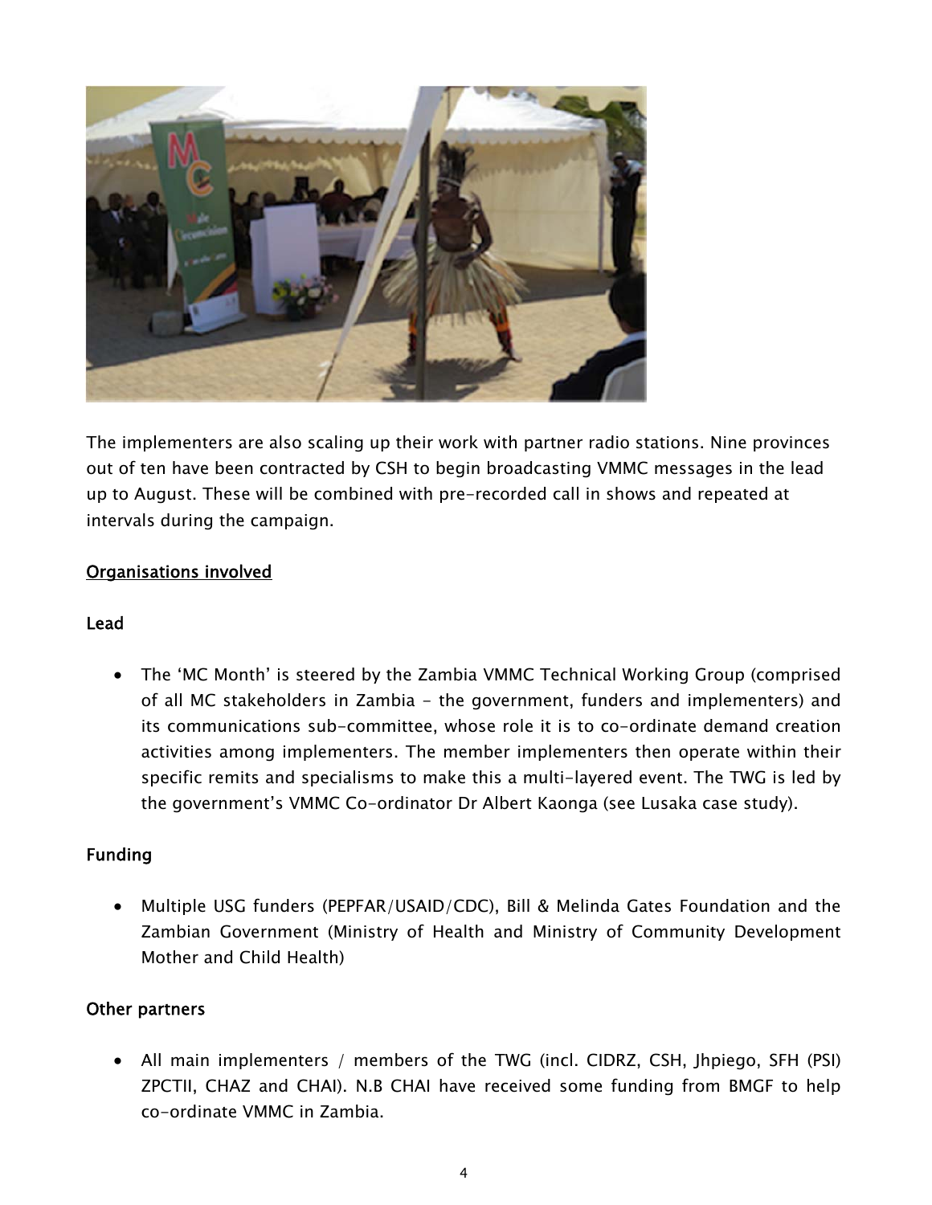The implementers are also scaling up their work with partner radio stations. Nine provinces out of ten have been contracted by CSH to begin broadcasting VMMC messages in the lead up to August. These will be combined with pre-recorded call in shows and repeated at intervals during the campaign.

## Organisations involved

### Lead

- The 'MC Month' is steered by the Zambia VMMC Technical Working Group (comprised of all MC stakeholders in Zambia - the government, funders and implementers) and its communications sub-committee, whose role it is to co-ordinate demand creation activities among implementers. The member implementers then operate within their specific remits and specialisms to make this a multi-layered event. The TWG is led by the government's VMMC Co-ordinator Dr Albert Kaonga (see Lusaka case study).

### Funding

- Multiple USG funders (PEPFAR/USAID/CDC), Bill & Melinda Gates Foundation and the Zambian Government (Ministry of Health and Ministry of Community Development Mother and Child Health)

### Other partners

- All main implementers / members of the TWG (incl. CIDRZ, CSH, Jhpiego, SFH (PSI) ZPCTII, CHAZ and CHAI). N.B CHAI have received some funding from BMGF to help co-ordinate VMMC in Zambia.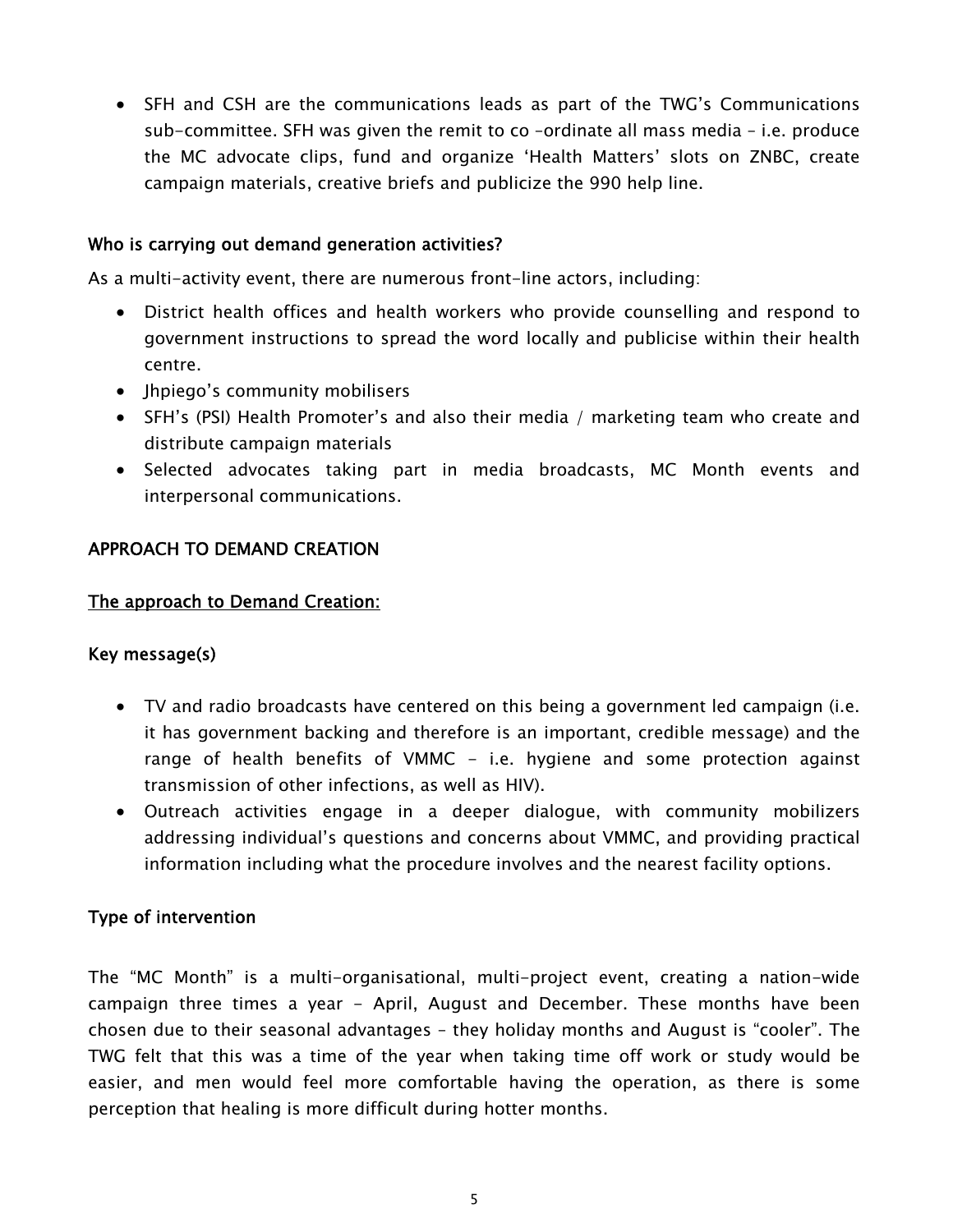- SFH and CSH are the communications leads as part of the TWG's Communications sub-committee. SFH was given the remit to co –ordinate all mass media – i.e. produce the MC advocate clips, fund and organize 'Health Matters' slots on ZNBC, create campaign materials, creative briefs and publicize the 990 help line.

### Who is carrying out demand generation activities?

As a multi-activity event, there are numerous front-line actors, including:

- District health offices and health workers who provide counselling and respond to government instructions to spread the word locally and publicise within their health centre.
- Jhpiego's community mobilisers
- SFH's (PSI) Health Promoter's and also their media / marketing team who create and distribute campaign materials
- Selected advocates taking part in media broadcasts, MC Month events and interpersonal communications.

## APPROACH TO DEMAND CREATION

### The approach to Demand Creation:

### Key message(s)

- TV and radio broadcasts have centered on this being a government led campaign (i.e. it has government backing and therefore is an important, credible message) and the range of health benefits of VMMC - i.e. hygiene and some protection against transmission of other infections, as well as HIV).
- Outreach activities engage in a deeper dialogue, with community mobilizers addressing individual's questions and concerns about VMMC, and providing practical information including what the procedure involves and the nearest facility options.

### Type of intervention

The "MC Month" is a multi-organisational, multi-project event, creating a nation-wide campaign three times a year - April, August and December. These months have been chosen due to their seasonal advantages – they holiday months and August is "cooler". The TWG felt that this was a time of the year when taking time off work or study would be easier, and men would feel more comfortable having the operation, as there is some perception that healing is more difficult during hotter months.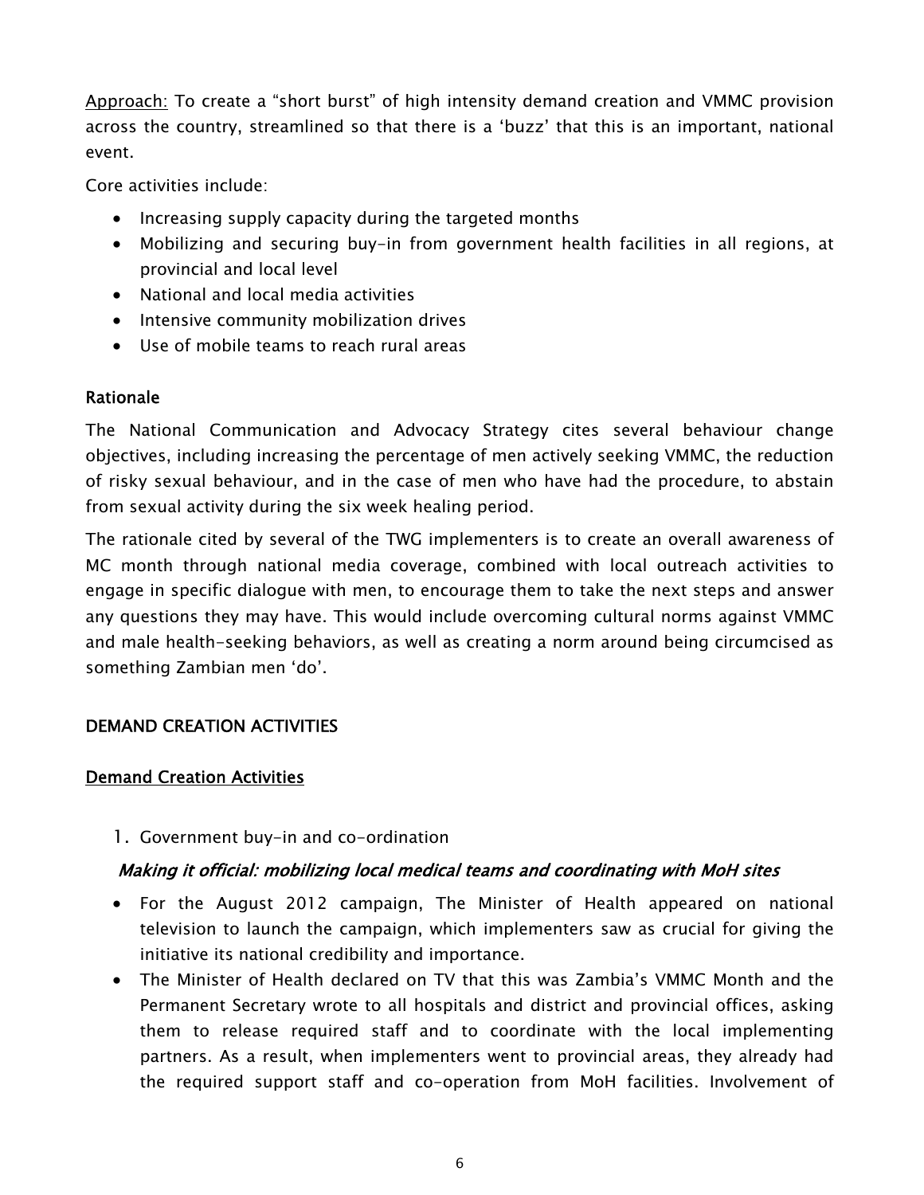<u>Approach:</u> To create a "short burst" of high intensity demand creation and VMMC provision across the country, streamlined so that there is a 'buzz' that this is an important, national event.

Core activities include:

- Increasing supply capacity during the targeted months
- Mobilizing and securing buy-in from government health facilities in all regions, at provincial and local level
- National and local media activities
- Intensive community mobilization drives
- Use of mobile teams to reach rural areas

## Rationale

The National Communication and Advocacy Strategy cites several behaviour change objectives, including increasing the percentage of men actively seeking VMMC, the reduction of risky sexual behaviour, and in the case of men who have had the procedure, to abstain from sexual activity during the six week healing period.

The rationale cited by several of the TWG implementers is to create an overall awareness of MC month through national media coverage, combined with local outreach activities to engage in specific dialogue with men, to encourage them to take the next steps and answer any questions they may have. This would include overcoming cultural norms against VMMC and male health-seeking behaviors, as well as creating a norm around being circumcised as something Zambian men 'do'.

## DEMAND CREATION ACTIVITIES

### <u>Demand Creation Activities</u>

1. Government buy-in and co-ordination

***Making it official: mobilizing local medical teams and coordinating with MoH sites***

- For the August 2012 campaign, The Minister of Health appeared on national television to launch the campaign, which implementers saw as crucial for giving the initiative its national credibility and importance.
- The Minister of Health declared on TV that this was Zambia's VMMC Month and the Permanent Secretary wrote to all hospitals and district and provincial offices, asking them to release required staff and to coordinate with the local implementing partners. As a result, when implementers went to provincial areas, they already had the required support staff and co-operation from MoH facilities. Involvement of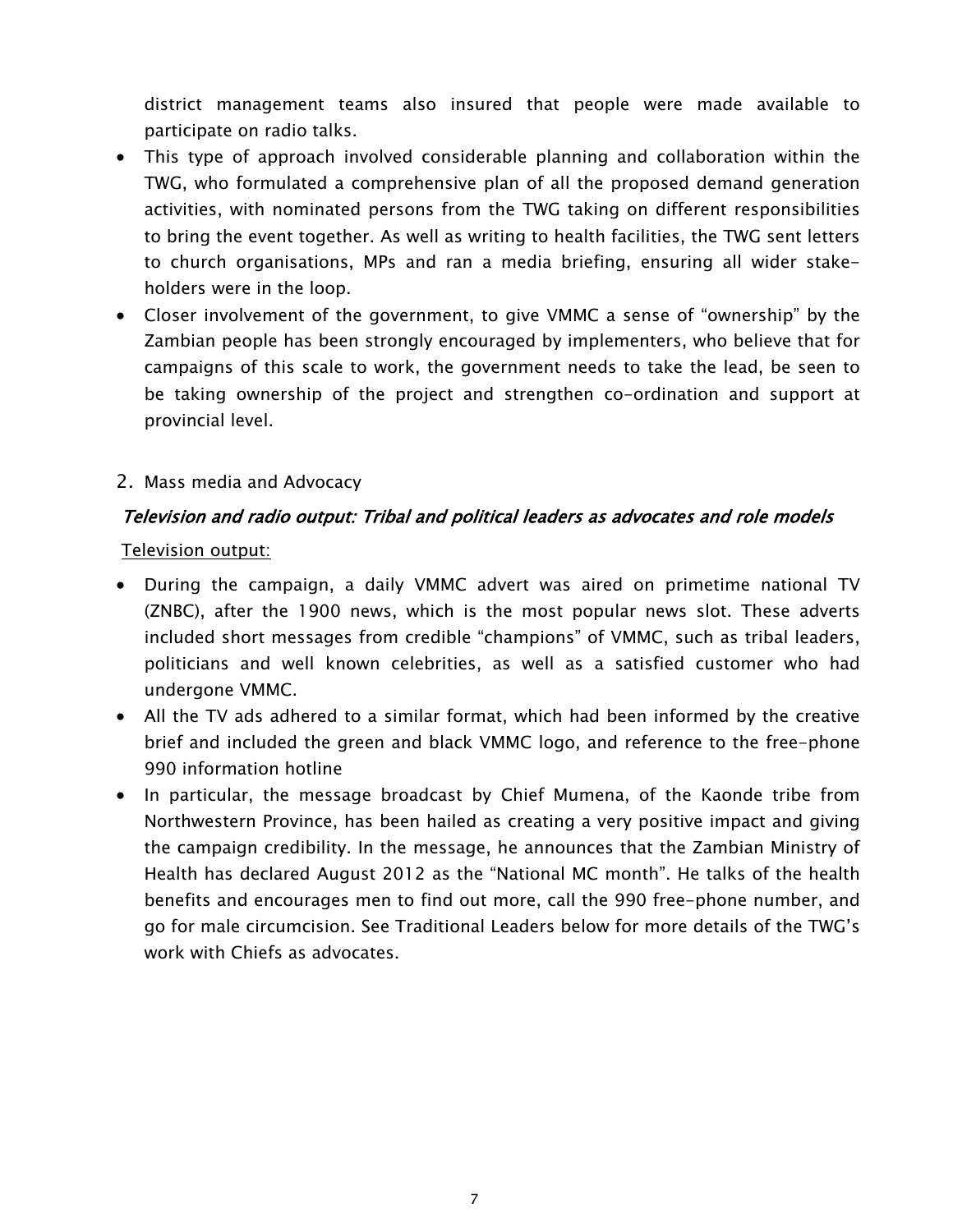district management teams also insured that people were made available to participate on radio talks.

- This type of approach involved considerable planning and collaboration within the TWG, who formulated a comprehensive plan of all the proposed demand generation activities, with nominated persons from the TWG taking on different responsibilities to bring the event together. As well as writing to health facilities, the TWG sent letters to church organisations, MPs and ran a media briefing, ensuring all wider stake-holders were in the loop.
- Closer involvement of the government, to give VMMC a sense of "ownership" by the Zambian people has been strongly encouraged by implementers, who believe that for campaigns of this scale to work, the government needs to take the lead, be seen to be taking ownership of the project and strengthen co-ordination and support at provincial level.

2. Mass media and Advocacy

### *Television and radio output: Tribal and political leaders as advocates and role models*

Television output:

- During the campaign, a daily VMMC advert was aired on primetime national TV (ZNBC), after the 1900 news, which is the most popular news slot. These adverts included short messages from credible "champions" of VMMC, such as tribal leaders, politicians and well known celebrities, as well as a satisfied customer who had undergone VMMC.
- All the TV ads adhered to a similar format, which had been informed by the creative brief and included the green and black VMMC logo, and reference to the free-phone 990 information hotline
- In particular, the message broadcast by Chief Mumena, of the Kaonde tribe from Northwestern Province, has been hailed as creating a very positive impact and giving the campaign credibility. In the message, he announces that the Zambian Ministry of Health has declared August 2012 as the "National MC month". He talks of the health benefits and encourages men to find out more, call the 990 free-phone number, and go for male circumcision. See Traditional Leaders below for more details of the TWG's work with Chiefs as advocates.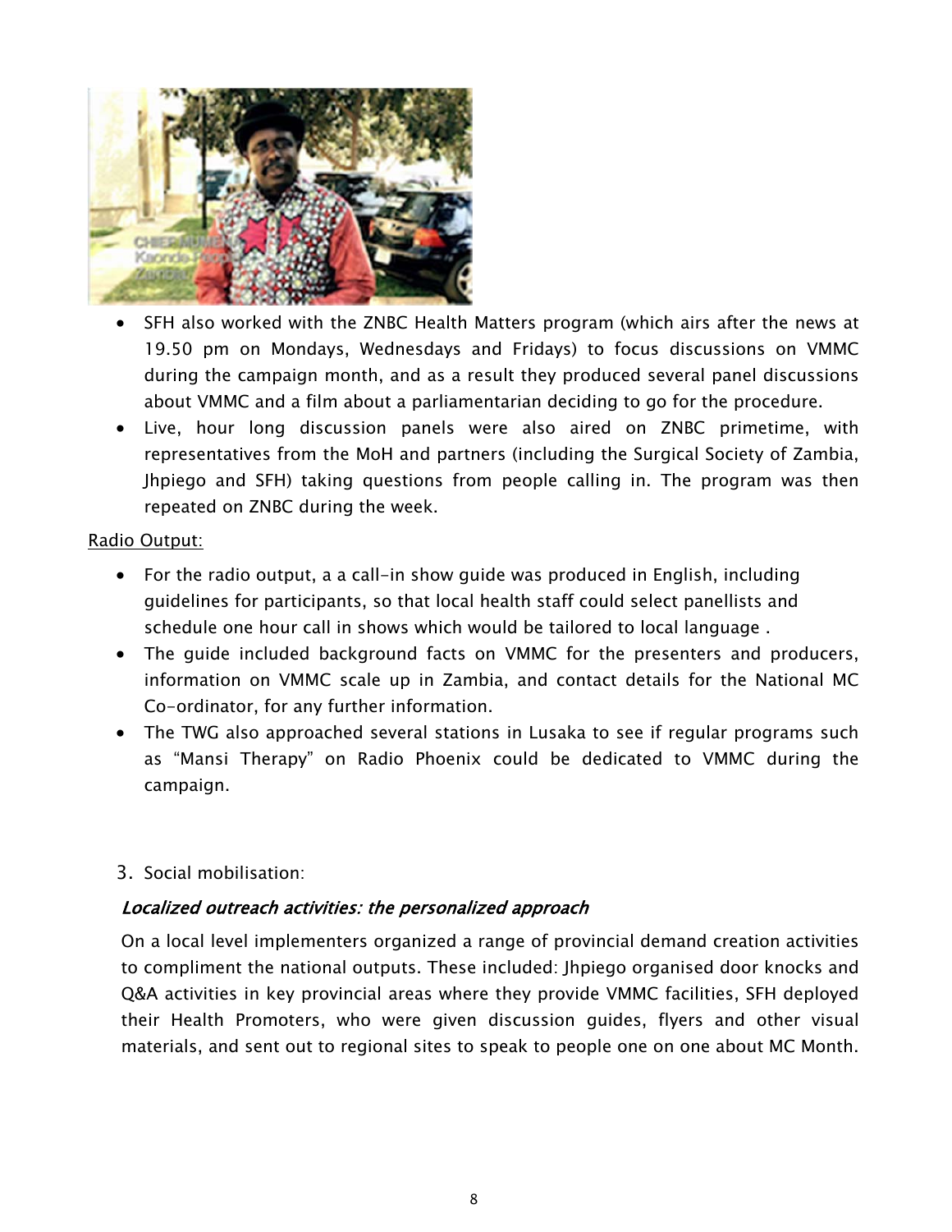- SFH also worked with the ZNBC Health Matters program (which airs after the news at 19.50 pm on Mondays, Wednesdays and Fridays) to focus discussions on VMMC during the campaign month, and as a result they produced several panel discussions about VMMC and a film about a parliamentarian deciding to go for the procedure.
- Live, hour long discussion panels were also aired on ZNBC primetime, with representatives from the MoH and partners (including the Surgical Society of Zambia, Jhpiego and SFH) taking questions from people calling in. The program was then repeated on ZNBC during the week.

Radio Output:

- For the radio output, a a call-in show guide was produced in English, including guidelines for participants, so that local health staff could select panellists and schedule one hour call in shows which would be tailored to local language .
- The guide included background facts on VMMC for the presenters and producers, information on VMMC scale up in Zambia, and contact details for the National MC Co-ordinator, for any further information.
- The TWG also approached several stations in Lusaka to see if regular programs such as "Mansi Therapy" on Radio Phoenix could be dedicated to VMMC during the campaign.

3. Social mobilisation:

*Localized outreach activities: the personalized approach*

On a local level implementers organized a range of provincial demand creation activities to compliment the national outputs. These included: Jhpiego organised door knocks and Q&A activities in key provincial areas where they provide VMMC facilities, SFH deployed their Health Promoters, who were given discussion guides, flyers and other visual materials, and sent out to regional sites to speak to people one on one about MC Month.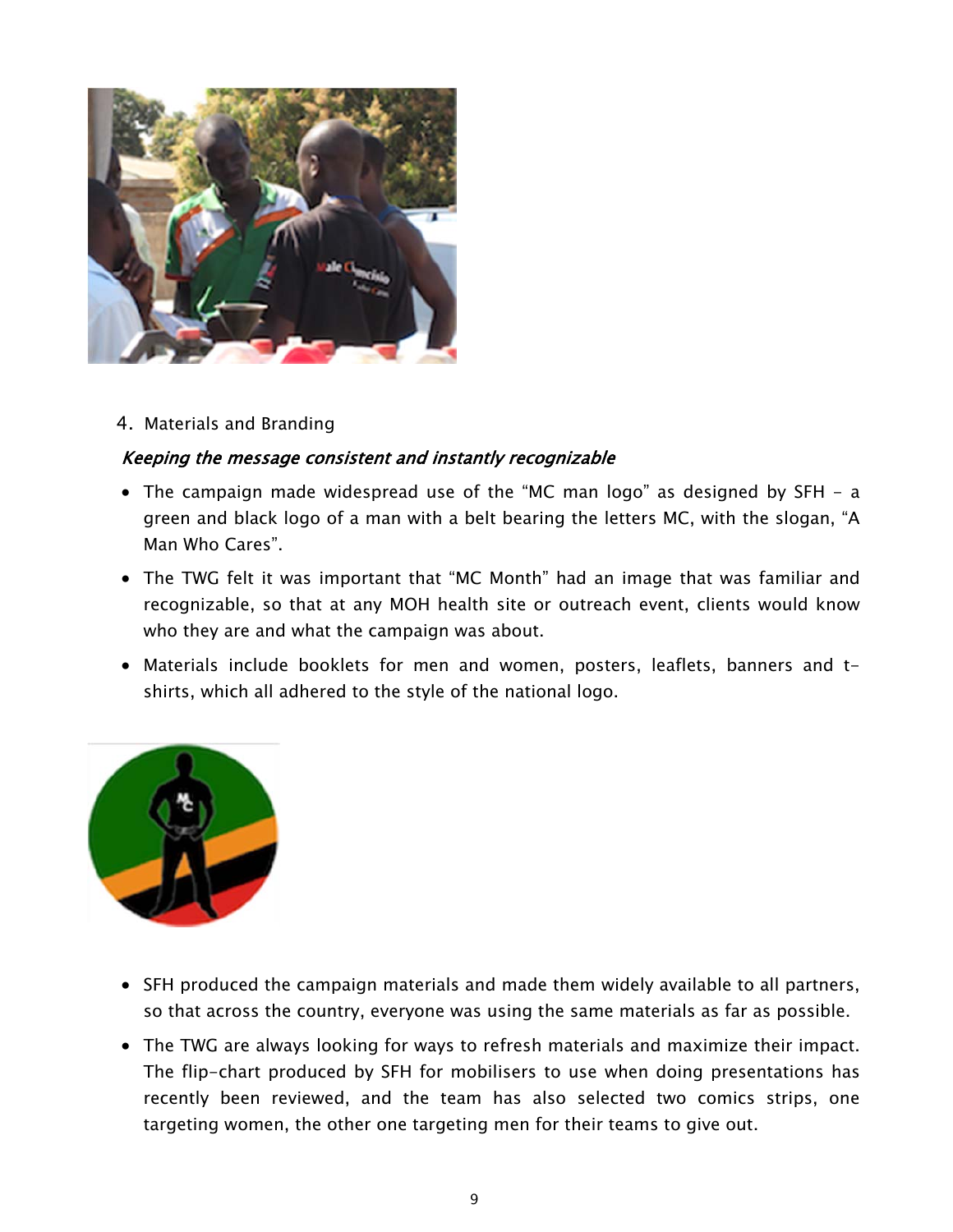4. Materials and Branding

***Keeping the message consistent and instantly recognizable***

- The campaign made widespread use of the "MC man logo" as designed by SFH – a green and black logo of a man with a belt bearing the letters MC, with the slogan, "A Man Who Cares".
- The TWG felt it was important that "MC Month" had an image that was familiar and recognizable, so that at any MOH health site or outreach event, clients would know who they are and what the campaign was about.
- Materials include booklets for men and women, posters, leaflets, banners and t-shirts, which all adhered to the style of the national logo.

- SFH produced the campaign materials and made them widely available to all partners, so that across the country, everyone was using the same materials as far as possible.
- The TWG are always looking for ways to refresh materials and maximize their impact. The flip-chart produced by SFH for mobilisers to use when doing presentations has recently been reviewed, and the team has also selected two comics strips, one targeting women, the other one targeting men for their teams to give out.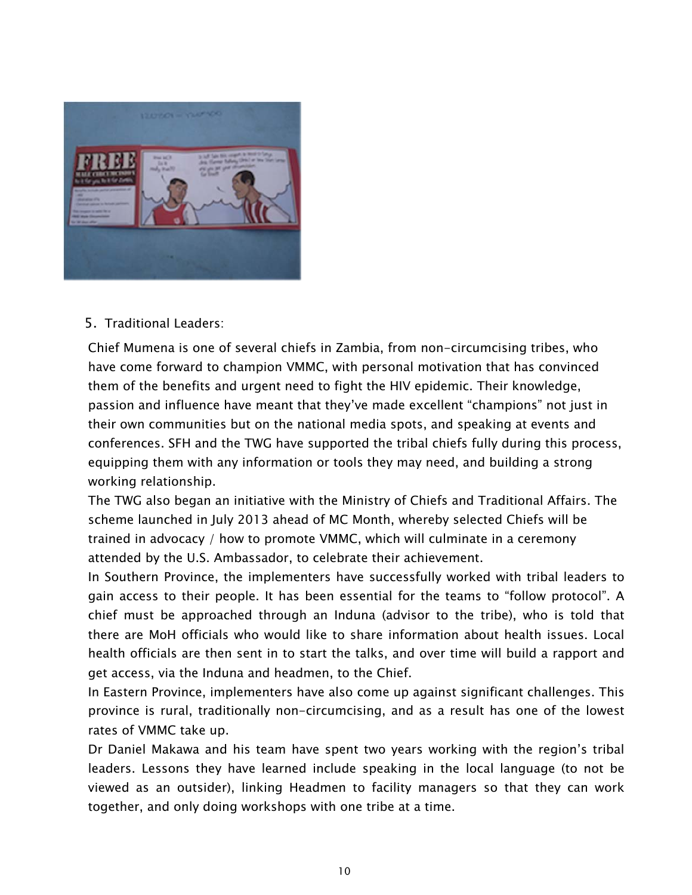5. Traditional Leaders:

Chief Mumena is one of several chiefs in Zambia, from non-circumcising tribes, who have come forward to champion VMMC, with personal motivation that has convinced them of the benefits and urgent need to fight the HIV epidemic. Their knowledge, passion and influence have meant that they've made excellent "champions" not just in their own communities but on the national media spots, and speaking at events and conferences. SFH and the TWG have supported the tribal chiefs fully during this process, equipping them with any information or tools they may need, and building a strong working relationship.

The TWG also began an initiative with the Ministry of Chiefs and Traditional Affairs. The scheme launched in July 2013 ahead of MC Month, whereby selected Chiefs will be trained in advocacy / how to promote VMMC, which will culminate in a ceremony attended by the U.S. Ambassador, to celebrate their achievement.

In Southern Province, the implementers have successfully worked with tribal leaders to gain access to their people. It has been essential for the teams to "follow protocol". A chief must be approached through an Induna (advisor to the tribe), who is told that there are MoH officials who would like to share information about health issues. Local health officials are then sent in to start the talks, and over time will build a rapport and get access, via the Induna and headmen, to the Chief.

In Eastern Province, implementers have also come up against significant challenges. This province is rural, traditionally non-circumcising, and as a result has one of the lowest rates of VMMC take up.

Dr Daniel Makawa and his team have spent two years working with the region's tribal leaders. Lessons they have learned include speaking in the local language (to not be viewed as an outsider), linking Headmen to facility managers so that they can work together, and only doing workshops with one tribe at a time.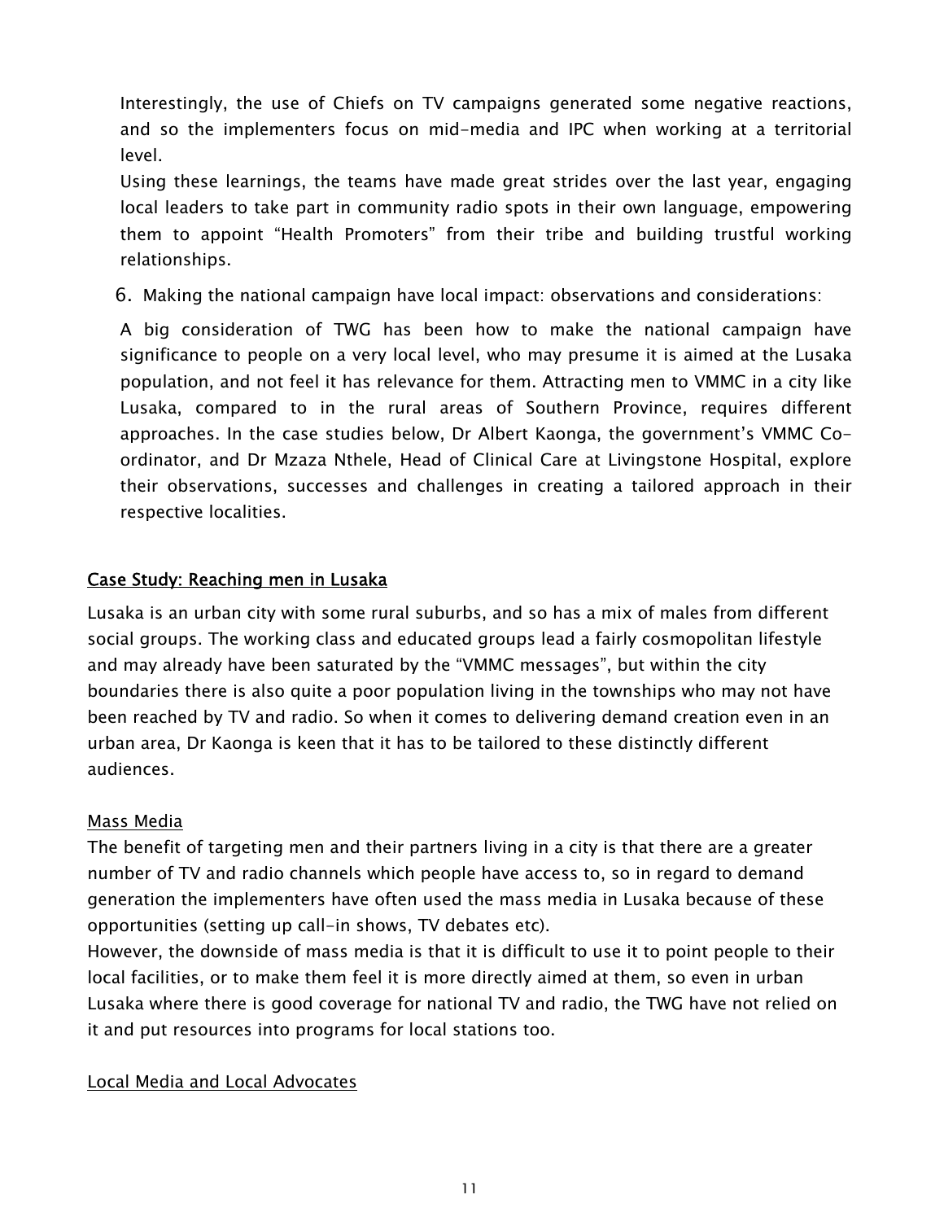Interestingly, the use of Chiefs on TV campaigns generated some negative reactions, and so the implementers focus on mid-media and IPC when working at a territorial level.

Using these learnings, the teams have made great strides over the last year, engaging local leaders to take part in community radio spots in their own language, empowering them to appoint "Health Promoters" from their tribe and building trustful working relationships.

6. Making the national campaign have local impact: observations and considerations:

A big consideration of TWG has been how to make the national campaign have significance to people on a very local level, who may presume it is aimed at the Lusaka population, and not feel it has relevance for them. Attracting men to VMMC in a city like Lusaka, compared to in the rural areas of Southern Province, requires different approaches. In the case studies below, Dr Albert Kaonga, the government's VMMC Co-ordinator, and Dr Mzaza Nthele, Head of Clinical Care at Livingstone Hospital, explore their observations, successes and challenges in creating a tailored approach in their respective localities.

## Case Study: Reaching men in Lusaka

Lusaka is an urban city with some rural suburbs, and so has a mix of males from different social groups. The working class and educated groups lead a fairly cosmopolitan lifestyle and may already have been saturated by the "VMMC messages", but within the city boundaries there is also quite a poor population living in the townships who may not have been reached by TV and radio. So when it comes to delivering demand creation even in an urban area, Dr Kaonga is keen that it has to be tailored to these distinctly different audiences.

### Mass Media

The benefit of targeting men and their partners living in a city is that there are a greater number of TV and radio channels which people have access to, so in regard to demand generation the implementers have often used the mass media in Lusaka because of these opportunities (setting up call-in shows, TV debates etc).

However, the downside of mass media is that it is difficult to use it to point people to their local facilities, or to make them feel it is more directly aimed at them, so even in urban Lusaka where there is good coverage for national TV and radio, the TWG have not relied on it and put resources into programs for local stations too.

### Local Media and Local Advocates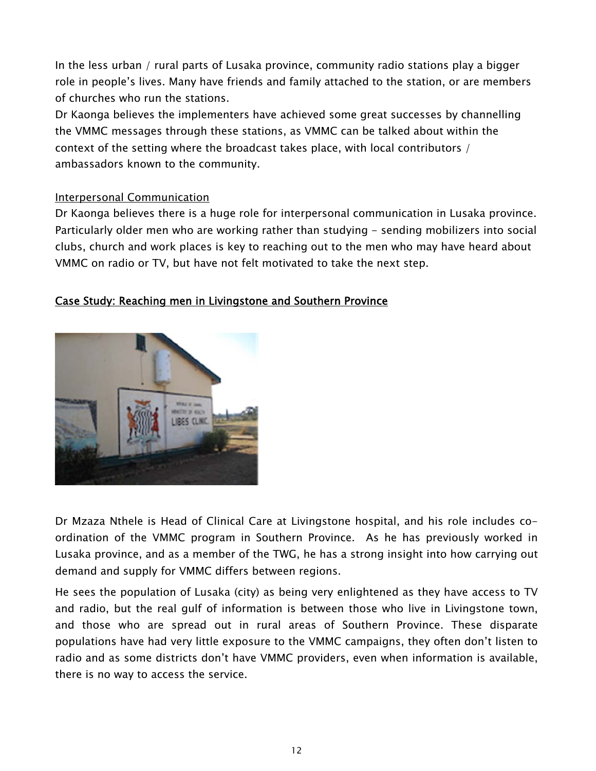In the less urban / rural parts of Lusaka province, community radio stations play a bigger role in people's lives. Many have friends and family attached to the station, or are members of churches who run the stations.

Dr Kaonga believes the implementers have achieved some great successes by channelling the VMMC messages through these stations, as VMMC can be talked about within the context of the setting where the broadcast takes place, with local contributors / ambassadors known to the community.

Interpersonal Communication

Dr Kaonga believes there is a huge role for interpersonal communication in Lusaka province. Particularly older men who are working rather than studying - sending mobilizers into social clubs, church and work places is key to reaching out to the men who may have heard about VMMC on radio or TV, but have not felt motivated to take the next step.

## Case Study: Reaching men in Livingstone and Southern Province

Dr Mzaza Nthele is Head of Clinical Care at Livingstone hospital, and his role includes co-ordination of the VMMC program in Southern Province. As he has previously worked in Lusaka province, and as a member of the TWG, he has a strong insight into how carrying out demand and supply for VMMC differs between regions.

He sees the population of Lusaka (city) as being very enlightened as they have access to TV and radio, but the real gulf of information is between those who live in Livingstone town, and those who are spread out in rural areas of Southern Province. These disparate populations have had very little exposure to the VMMC campaigns, they often don't listen to radio and as some districts don't have VMMC providers, even when information is available, there is no way to access the service.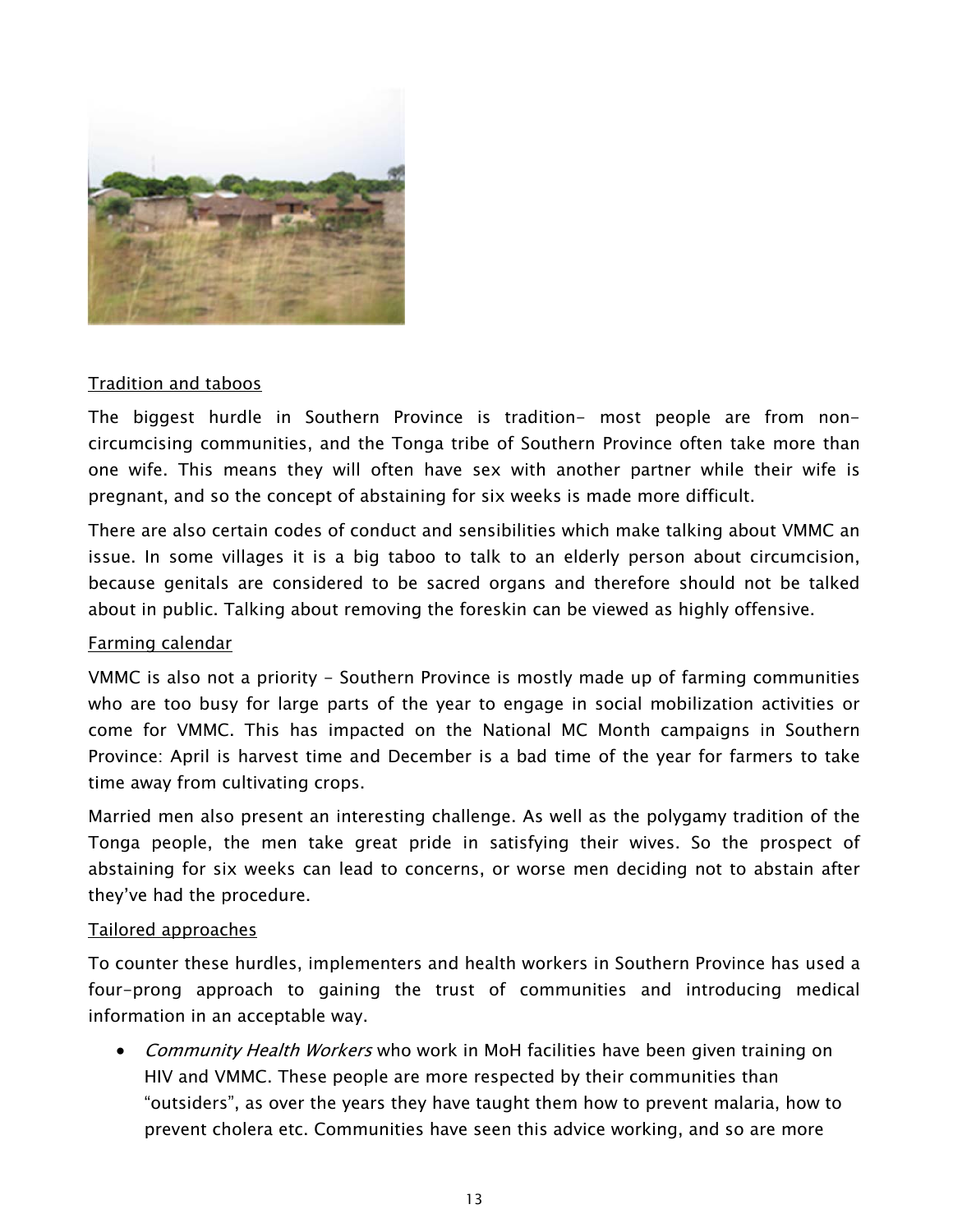Tradition and taboos

The biggest hurdle in Southern Province is tradition- most people are from non-circumcising communities, and the Tonga tribe of Southern Province often take more than one wife. This means they will often have sex with another partner while their wife is pregnant, and so the concept of abstaining for six weeks is made more difficult.

There are also certain codes of conduct and sensibilities which make talking about VMMC an issue. In some villages it is a big taboo to talk to an elderly person about circumcision, because genitals are considered to be sacred organs and therefore should not be talked about in public. Talking about removing the foreskin can be viewed as highly offensive.

Farming calendar

VMMC is also not a priority - Southern Province is mostly made up of farming communities who are too busy for large parts of the year to engage in social mobilization activities or come for VMMC. This has impacted on the National MC Month campaigns in Southern Province: April is harvest time and December is a bad time of the year for farmers to take time away from cultivating crops.

Married men also present an interesting challenge. As well as the polygamy tradition of the Tonga people, the men take great pride in satisfying their wives. So the prospect of abstaining for six weeks can lead to concerns, or worse men deciding not to abstain after they've had the procedure.

Tailored approaches

To counter these hurdles, implementers and health workers in Southern Province has used a four-prong approach to gaining the trust of communities and introducing medical information in an acceptable way.

- *Community Health Workers* who work in MoH facilities have been given training on HIV and VMMC. These people are more respected by their communities than "outsiders", as over the years they have taught them how to prevent malaria, how to prevent cholera etc. Communities have seen this advice working, and so are more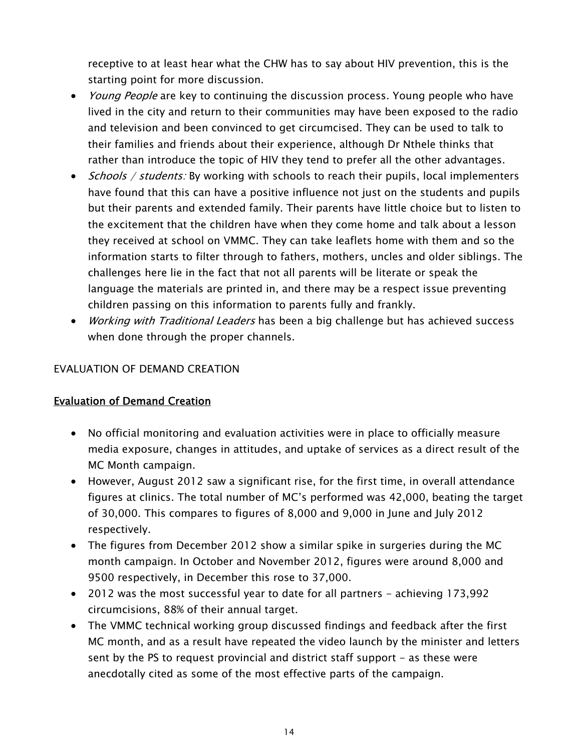receptive to at least hear what the CHW has to say about HIV prevention, this is the starting point for more discussion.

- *Young People* are key to continuing the discussion process. Young people who have lived in the city and return to their communities may have been exposed to the radio and television and been convinced to get circumcised. They can be used to talk to their families and friends about their experience, although Dr Nthele thinks that rather than introduce the topic of HIV they tend to prefer all the other advantages.
- *Schools / students:* By working with schools to reach their pupils, local implementers have found that this can have a positive influence not just on the students and pupils but their parents and extended family. Their parents have little choice but to listen to the excitement that the children have when they come home and talk about a lesson they received at school on VMMC. They can take leaflets home with them and so the information starts to filter through to fathers, mothers, uncles and older siblings. The challenges here lie in the fact that not all parents will be literate or speak the language the materials are printed in, and there may be a respect issue preventing children passing on this information to parents fully and frankly.
- *Working with Traditional Leaders* has been a big challenge but has achieved success when done through the proper channels.

## EVALUATION OF DEMAND CREATION

### Evaluation of Demand Creation

- No official monitoring and evaluation activities were in place to officially measure media exposure, changes in attitudes, and uptake of services as a direct result of the MC Month campaign.
- However, August 2012 saw a significant rise, for the first time, in overall attendance figures at clinics. The total number of MC's performed was 42,000, beating the target of 30,000. This compares to figures of 8,000 and 9,000 in June and July 2012 respectively.
- The figures from December 2012 show a similar spike in surgeries during the MC month campaign. In October and November 2012, figures were around 8,000 and 9500 respectively, in December this rose to 37,000.
- 2012 was the most successful year to date for all partners – achieving 173,992 circumcisions, 88% of their annual target.
- The VMMC technical working group discussed findings and feedback after the first MC month, and as a result have repeated the video launch by the minister and letters sent by the PS to request provincial and district staff support – as these were anecdotally cited as some of the most effective parts of the campaign.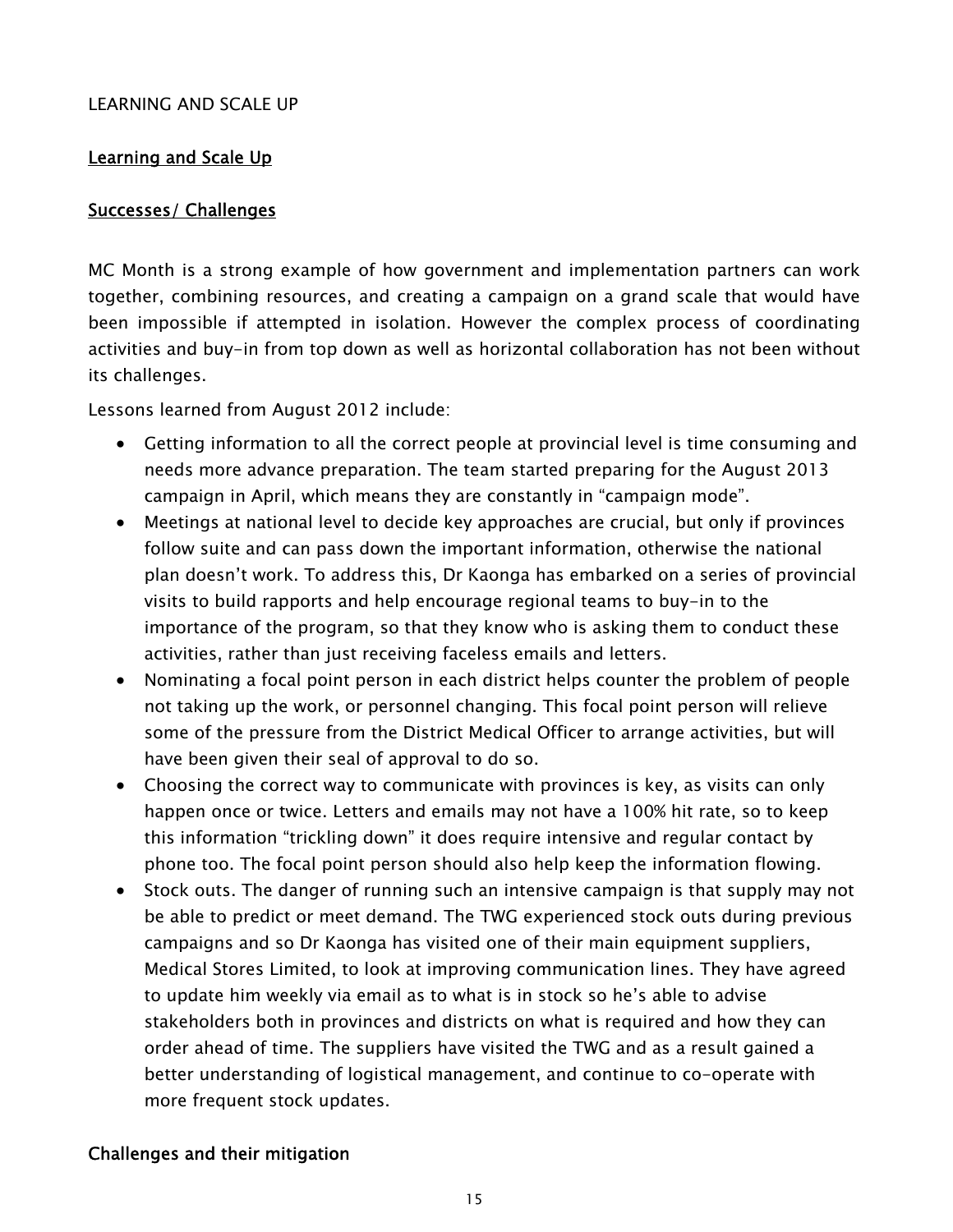LEARNING AND SCALE UP

## Learning and Scale Up

### Successes/ Challenges

MC Month is a strong example of how government and implementation partners can work together, combining resources, and creating a campaign on a grand scale that would have been impossible if attempted in isolation. However the complex process of coordinating activities and buy-in from top down as well as horizontal collaboration has not been without its challenges.

Lessons learned from August 2012 include:

- Getting information to all the correct people at provincial level is time consuming and needs more advance preparation. The team started preparing for the August 2013 campaign in April, which means they are constantly in "campaign mode".
- Meetings at national level to decide key approaches are crucial, but only if provinces follow suite and can pass down the important information, otherwise the national plan doesn't work. To address this, Dr Kaonga has embarked on a series of provincial visits to build rapports and help encourage regional teams to buy-in to the importance of the program, so that they know who is asking them to conduct these activities, rather than just receiving faceless emails and letters.
- Nominating a focal point person in each district helps counter the problem of people not taking up the work, or personnel changing. This focal point person will relieve some of the pressure from the District Medical Officer to arrange activities, but will have been given their seal of approval to do so.
- Choosing the correct way to communicate with provinces is key, as visits can only happen once or twice. Letters and emails may not have a 100% hit rate, so to keep this information "trickling down" it does require intensive and regular contact by phone too. The focal point person should also help keep the information flowing.
- Stock outs. The danger of running such an intensive campaign is that supply may not be able to predict or meet demand. The TWG experienced stock outs during previous campaigns and so Dr Kaonga has visited one of their main equipment suppliers, Medical Stores Limited, to look at improving communication lines. They have agreed to update him weekly via email as to what is in stock so he's able to advise stakeholders both in provinces and districts on what is required and how they can order ahead of time. The suppliers have visited the TWG and as a result gained a better understanding of logistical management, and continue to co-operate with more frequent stock updates.

### Challenges and their mitigation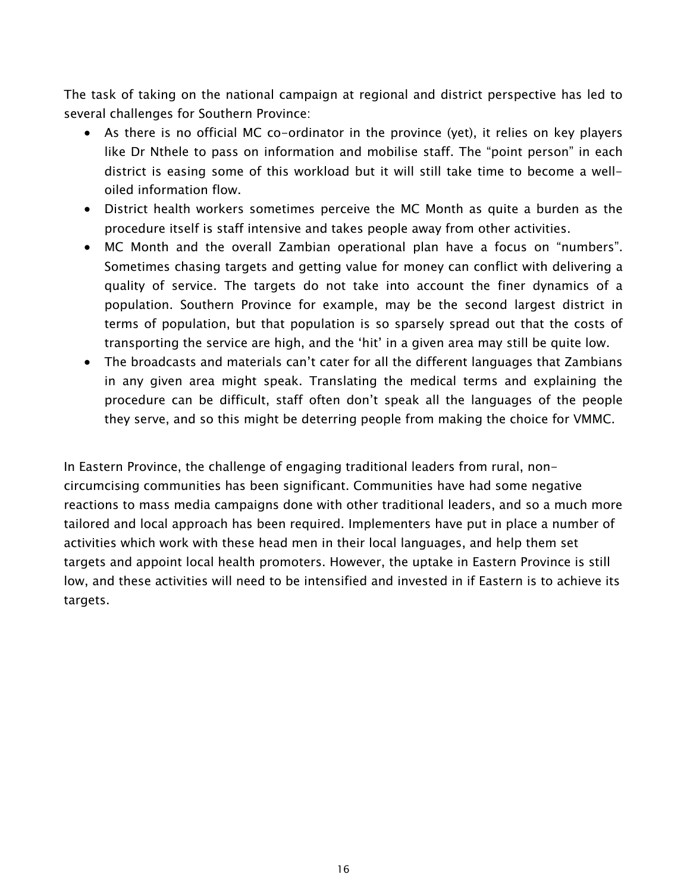The task of taking on the national campaign at regional and district perspective has led to several challenges for Southern Province:

- As there is no official MC co-ordinator in the province (yet), it relies on key players like Dr Nthele to pass on information and mobilise staff. The "point person" in each district is easing some of this workload but it will still take time to become a well-oiled information flow.
- District health workers sometimes perceive the MC Month as quite a burden as the procedure itself is staff intensive and takes people away from other activities.
- MC Month and the overall Zambian operational plan have a focus on "numbers". Sometimes chasing targets and getting value for money can conflict with delivering a quality of service. The targets do not take into account the finer dynamics of a population. Southern Province for example, may be the second largest district in terms of population, but that population is so sparsely spread out that the costs of transporting the service are high, and the 'hit' in a given area may still be quite low.
- The broadcasts and materials can't cater for all the different languages that Zambians in any given area might speak. Translating the medical terms and explaining the procedure can be difficult, staff often don't speak all the languages of the people they serve, and so this might be deterring people from making the choice for VMMC.

In Eastern Province, the challenge of engaging traditional leaders from rural, non-circumcising communities has been significant. Communities have had some negative reactions to mass media campaigns done with other traditional leaders, and so a much more tailored and local approach has been required. Implementers have put in place a number of activities which work with these head men in their local languages, and help them set targets and appoint local health promoters. However, the uptake in Eastern Province is still low, and these activities will need to be intensified and invested in if Eastern is to achieve its targets.